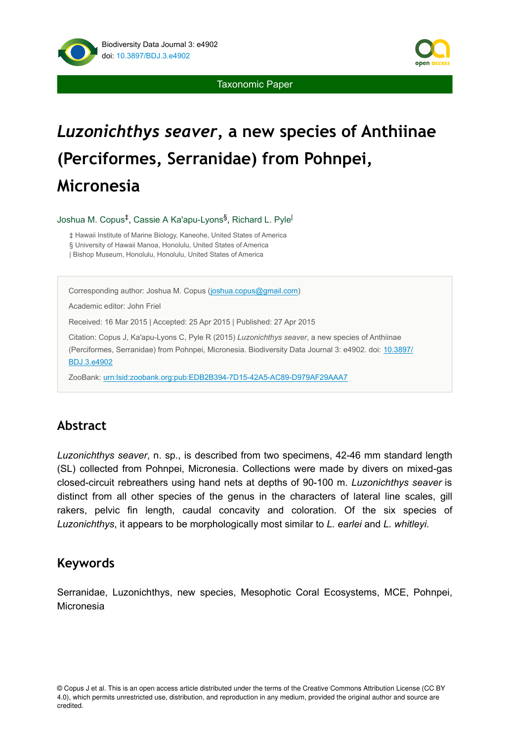Taxonomic Paper

# *Luzonichthys seaver*, a new species of Anthiinae (Perciformes, Serranidae) from Pohnpei, Micronesia

Joshua M. Copus[‡], Cassie A Ka'apu-Lyons[§], Richard L. Pyle[|]

‡ Hawaii Institute of Marine Biology, Kaneohe, United States of America
§ University of Hawaii Manoa, Honolulu, United States of America
| Bishop Museum, Honolulu, Honolulu, United States of America

Corresponding author: Joshua M. Copus (joshua.copus@gmail.com)

Academic editor: John Friel

Received: 16 Mar 2015 | Accepted: 25 Apr 2015 | Published: 27 Apr 2015

Citation: Copus J, Ka'apu-Lyons C, Pyle R (2015) *Luzonichthys seaver*, a new species of Anthiinae (Perciformes, Serranidae) from Pohnpei, Micronesia. Biodiversity Data Journal 3: e4902. doi: 10.3897/BDJ.3.e4902

ZooBank: urn:lsid:zoobank.org:pub:EDB2B394-7D15-42A5-AC89-D979AF29AAA7

## Abstract

*Luzonichthys seaver*, n. sp., is described from two specimens, 42-46 mm standard length (SL) collected from Pohnpei, Micronesia. Collections were made by divers on mixed-gas closed-circuit rebreathers using hand nets at depths of 90-100 m. *Luzonichthys seaver* is distinct from all other species of the genus in the characters of lateral line scales, gill rakers, pelvic fin length, caudal concavity and coloration. Of the six species of *Luzonichthys*, it appears to be morphologically most similar to *L. earlei* and *L. whitleyi*.

## Keywords

Serranidae, Luzonichthys, new species, Mesophotic Coral Ecosystems, MCE, Pohnpei, Micronesia

© Copus J et al. This is an open access article distributed under the terms of the Creative Commons Attribution License (CC BY 4.0), which permits unrestricted use, distribution, and reproduction in any medium, provided the original author and source are credited.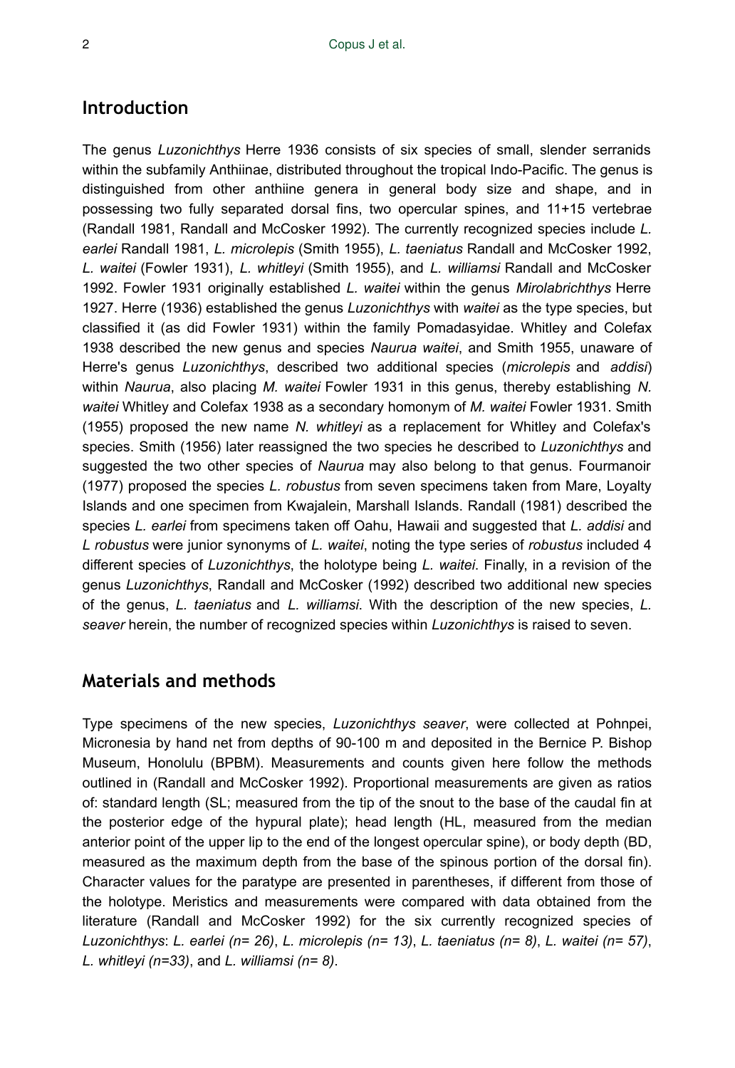## Introduction

The genus *Luzonichthys* Herre 1936 consists of six species of small, slender serranids within the subfamily Anthiinae, distributed throughout the tropical Indo-Pacific. The genus is distinguished from other anthiine genera in general body size and shape, and in possessing two fully separated dorsal fins, two opercular spines, and 11+15 vertebrae (Randall 1981, Randall and McCosker 1992). The currently recognized species include *L. earlei* Randall 1981, *L. microlepis* (Smith 1955), *L. taeniatus* Randall and McCosker 1992, *L. waitei* (Fowler 1931), *L. whitleyi* (Smith 1955), and *L. williamsi* Randall and McCosker 1992. Fowler 1931 originally established *L. waitei* within the genus *Mirolabrichthys* Herre 1927. Herre (1936) established the genus *Luzonichthys* with *waitei* as the type species, but classified it (as did Fowler 1931) within the family Pomadasyidae. Whitley and Colefax 1938 described the new genus and species *Naurua waitei*, and Smith 1955, unaware of Herre's genus *Luzonichthys*, described two additional species (*microlepis* and *addisi*) within *Naurua*, also placing *M. waitei* Fowler 1931 in this genus, thereby establishing *N. waitei* Whitley and Colefax 1938 as a secondary homonym of *M. waitei* Fowler 1931. Smith (1955) proposed the new name *N. whitleyi* as a replacement for Whitley and Colefax's species. Smith (1956) later reassigned the two species he described to *Luzonichthys* and suggested the two other species of *Naurua* may also belong to that genus. Fourmanoir (1977) proposed the species *L. robustus* from seven specimens taken from Mare, Loyalty Islands and one specimen from Kwajalein, Marshall Islands. Randall (1981) described the species *L. earlei* from specimens taken off Oahu, Hawaii and suggested that *L. addisi* and *L robustus* were junior synonyms of *L. waitei*, noting the type series of *robustus* included 4 different species of *Luzonichthys*, the holotype being *L. waitei*. Finally, in a revision of the genus *Luzonichthys*, Randall and McCosker (1992) described two additional new species of the genus, *L. taeniatus* and *L. williamsi*. With the description of the new species, *L. seaver* herein, the number of recognized species within *Luzonichthys* is raised to seven.

## Materials and methods

Type specimens of the new species, *Luzonichthys seaver*, were collected at Pohnpei, Micronesia by hand net from depths of 90-100 m and deposited in the Bernice P. Bishop Museum, Honolulu (BPBM). Measurements and counts given here follow the methods outlined in (Randall and McCosker 1992). Proportional measurements are given as ratios of: standard length (SL; measured from the tip of the snout to the base of the caudal fin at the posterior edge of the hypural plate); head length (HL, measured from the median anterior point of the upper lip to the end of the longest opercular spine), or body depth (BD, measured as the maximum depth from the base of the spinous portion of the dorsal fin). Character values for the paratype are presented in parentheses, if different from those of the holotype. Meristics and measurements were compared with data obtained from the literature (Randall and McCosker 1992) for the six currently recognized species of *Luzonichthys*: *L. earlei (n= 26)*, *L. microlepis (n= 13)*, *L. taeniatus (n= 8)*, *L. waitei (n= 57)*, *L. whitleyi (n=33)*, and *L. williamsi (n= 8)*.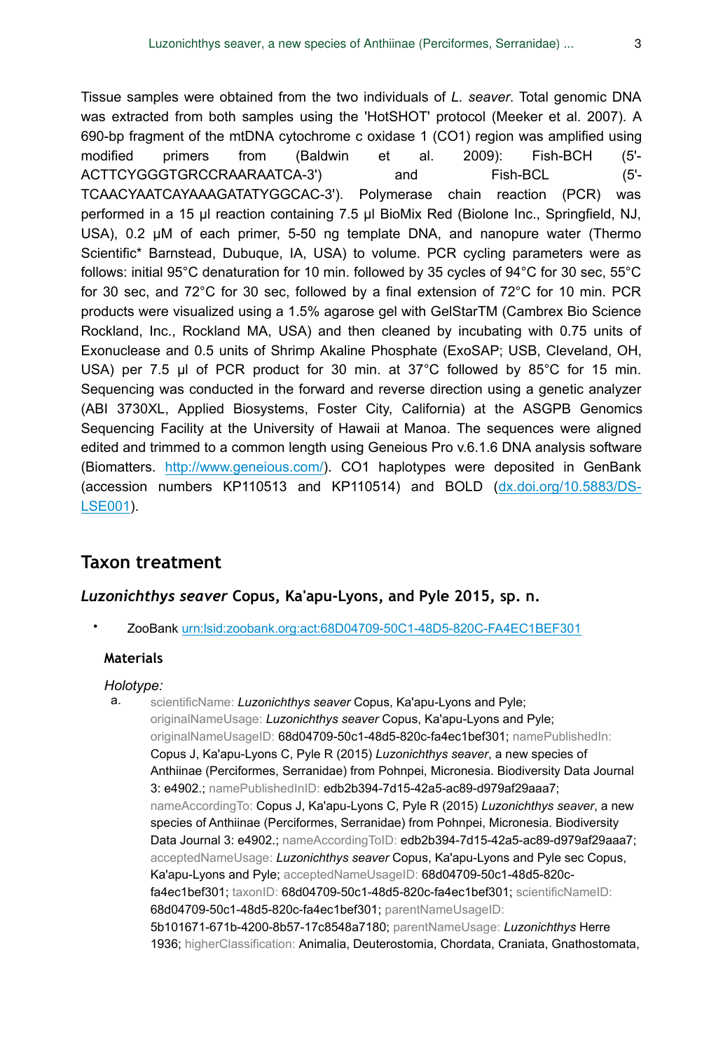Tissue samples were obtained from the two individuals of *L. seaver*. Total genomic DNA was extracted from both samples using the 'HotSHOT' protocol (Meeker et al. 2007). A 690-bp fragment of the mtDNA cytochrome c oxidase 1 (CO1) region was amplified using modified primers from (Baldwin et al. 2009): Fish-BCH (5'-ACTTCYGGGTGRCCRAARAATCA-3') and Fish-BCL (5'-TCAACYAATCAYAAAGATATYGGCAC-3'). Polymerase chain reaction (PCR) was performed in a 15 µl reaction containing 7.5 µl BioMix Red (Biolone Inc., Springfield, NJ, USA), 0.2 µM of each primer, 5-50 ng template DNA, and nanopure water (Thermo Scientific* Barnstead, Dubuque, IA, USA) to volume. PCR cycling parameters were as follows: initial 95°C denaturation for 10 min. followed by 35 cycles of 94°C for 30 sec, 55°C for 30 sec, and 72°C for 30 sec, followed by a final extension of 72°C for 10 min. PCR products were visualized using a 1.5% agarose gel with GelStarTM (Cambrex Bio Science Rockland, Inc., Rockland MA, USA) and then cleaned by incubating with 0.75 units of Exonuclease and 0.5 units of Shrimp Akaline Phosphate (ExoSAP; USB, Cleveland, OH, USA) per 7.5 µl of PCR product for 30 min. at 37°C followed by 85°C for 15 min. Sequencing was conducted in the forward and reverse direction using a genetic analyzer (ABI 3730XL, Applied Biosystems, Foster City, California) at the ASGPB Genomics Sequencing Facility at the University of Hawaii at Manoa. The sequences were aligned edited and trimmed to a common length using Geneious Pro v.6.1.6 DNA analysis software (Biomatters. http://www.geneious.com/). CO1 haplotypes were deposited in GenBank (accession numbers KP110513 and KP110514) and BOLD (dx.doi.org/10.5883/DS-LSE001).

## Taxon treatment

### *Luzonichthys seaver* Copus, Ka'apu-Lyons, and Pyle 2015, sp. n.

- ZooBank urn:lsid:zoobank.org:act:68D04709-50C1-48D5-820C-FA4EC1BEF301

#### Materials

*Holotype:*

a. scientificName: *Luzonichthys seaver* Copus, Ka'apu-Lyons and Pyle; originalNameUsage: *Luzonichthys seaver* Copus, Ka'apu-Lyons and Pyle; originalNameUsageID: 68d04709-50c1-48d5-820c-fa4ec1bef301; namePublishedIn: Copus J, Ka'apu-Lyons C, Pyle R (2015) *Luzonichthys seaver*, a new species of Anthiinae (Perciformes, Serranidae) from Pohnpei, Micronesia. Biodiversity Data Journal 3: e4902.; namePublishedInID: edb2b394-7d15-42a5-ac89-d979af29aaa7; nameAccordingTo: Copus J, Ka'apu-Lyons C, Pyle R (2015) *Luzonichthys seaver*, a new species of Anthiinae (Perciformes, Serranidae) from Pohnpei, Micronesia. Biodiversity Data Journal 3: e4902.; nameAccordingToID: edb2b394-7d15-42a5-ac89-d979af29aaa7; acceptedNameUsage: *Luzonichthys seaver* Copus, Ka'apu-Lyons and Pyle sec Copus, Ka'apu-Lyons and Pyle; acceptedNameUsageID: 68d04709-50c1-48d5-820c-fa4ec1bef301; taxonID: 68d04709-50c1-48d5-820c-fa4ec1bef301; scientificNameID: 68d04709-50c1-48d5-820c-fa4ec1bef301; parentNameUsageID: 5b101671-671b-4200-8b57-17c8548a7180; parentNameUsage: *Luzonichthys* Herre 1936; higherClassification: Animalia, Deuterostomia, Chordata, Craniata, Gnathostomata,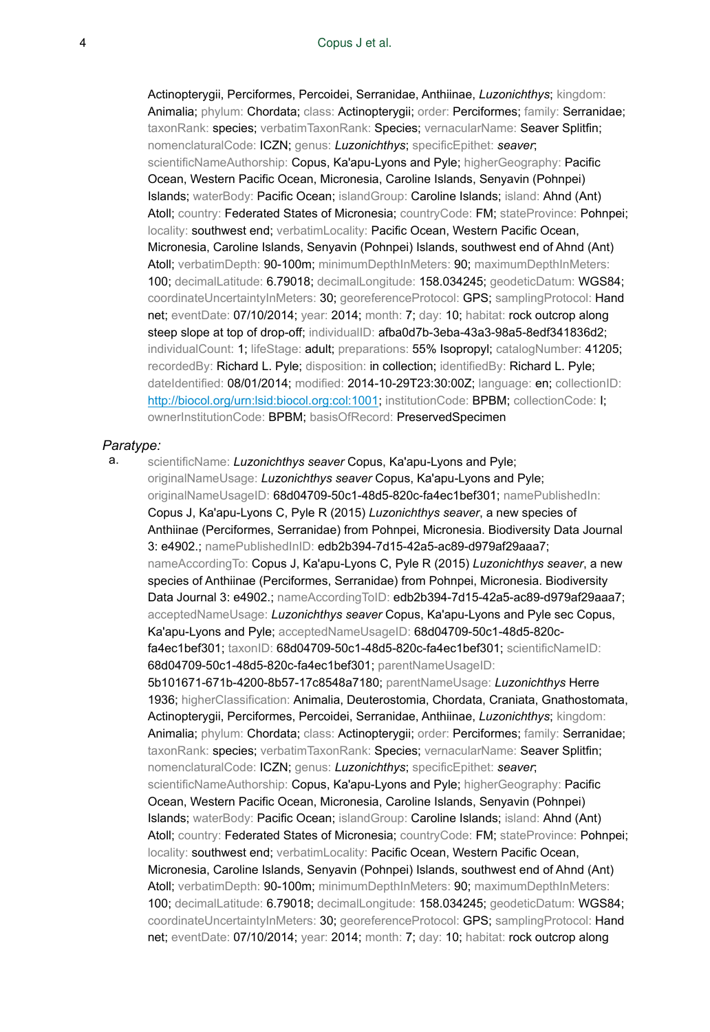Actinopterygii, Perciformes, Percoidei, Serranidae, Anthiinae, *Luzonichthys*; kingdom: Animalia; phylum: Chordata; class: Actinopterygii; order: Perciformes; family: Serranidae; taxonRank: species; verbatimTaxonRank: Species; vernacularName: Seaver Splitfin; nomenclaturalCode: ICZN; genus: *Luzonichthys*; specificEpithet: ***seaver***; scientificNameAuthorship: Copus, Ka'apu-Lyons and Pyle; higherGeography: Pacific Ocean, Western Pacific Ocean, Micronesia, Caroline Islands, Senyavin (Pohnpei) Islands; waterBody: Pacific Ocean; islandGroup: Caroline Islands; island: Ahnd (Ant) Atoll; country: Federated States of Micronesia; countryCode: FM; stateProvince: Pohnpei; locality: southwest end; verbatimLocality: Pacific Ocean, Western Pacific Ocean, Micronesia, Caroline Islands, Senyavin (Pohnpei) Islands, southwest end of Ahnd (Ant) Atoll; verbatimDepth: 90-100m; minimumDepthInMeters: 90; maximumDepthInMeters: 100; decimalLatitude: 6.79018; decimalLongitude: 158.034245; geodeticDatum: WGS84; coordinateUncertaintyInMeters: 30; georeferenceProtocol: GPS; samplingProtocol: Hand net; eventDate: 07/10/2014; year: 2014; month: 7; day: 10; habitat: rock outcrop along steep slope at top of drop-off; individualID: afba0d7b-3eba-43a3-98a5-8edf341836d2; individualCount: 1; lifeStage: adult; preparations: 55% Isopropyl; catalogNumber: 41205; recordedBy: Richard L. Pyle; disposition: in collection; identifiedBy: Richard L. Pyle; dateIdentified: 08/01/2014; modified: 2014-10-29T23:30:00Z; language: en; collectionID: http://biocol.org/urn:lsid:biocol.org:col:1001; institutionCode: BPBM; collectionCode: I; ownerInstitutionCode: BPBM; basisOfRecord: PreservedSpecimen

*Paratype:*

a. scientificName: *Luzonichthys seaver* Copus, Ka'apu-Lyons and Pyle; originalNameUsage: *Luzonichthys seaver* Copus, Ka'apu-Lyons and Pyle; originalNameUsageID: 68d04709-50c1-48d5-820c-fa4ec1bef301; namePublishedIn: Copus J, Ka'apu-Lyons C, Pyle R (2015) *Luzonichthys seaver*, a new species of Anthiinae (Perciformes, Serranidae) from Pohnpei, Micronesia. Biodiversity Data Journal 3: e4902.; namePublishedInID: edb2b394-7d15-42a5-ac89-d979af29aaa7; nameAccordingTo: Copus J, Ka'apu-Lyons C, Pyle R (2015) *Luzonichthys seaver*, a new species of Anthiinae (Perciformes, Serranidae) from Pohnpei, Micronesia. Biodiversity Data Journal 3: e4902.; nameAccordingToID: edb2b394-7d15-42a5-ac89-d979af29aaa7; acceptedNameUsage: *Luzonichthys seaver* Copus, Ka'apu-Lyons and Pyle sec Copus, Ka'apu-Lyons and Pyle; acceptedNameUsageID: 68d04709-50c1-48d5-820c-fa4ec1bef301; taxonID: 68d04709-50c1-48d5-820c-fa4ec1bef301; scientificNameID: 68d04709-50c1-48d5-820c-fa4ec1bef301; parentNameUsageID: 5b101671-671b-4200-8b57-17c8548a7180; parentNameUsage: *Luzonichthys* Herre 1936; higherClassification: Animalia, Deuterostomia, Chordata, Craniata, Gnathostomata, Actinopterygii, Perciformes, Percoidei, Serranidae, Anthiinae, *Luzonichthys*; kingdom: Animalia; phylum: Chordata; class: Actinopterygii; order: Perciformes; family: Serranidae; taxonRank: species; verbatimTaxonRank: Species; vernacularName: Seaver Splitfin; nomenclaturalCode: ICZN; genus: *Luzonichthys*; specificEpithet: ***seaver***; scientificNameAuthorship: Copus, Ka'apu-Lyons and Pyle; higherGeography: Pacific Ocean, Western Pacific Ocean, Micronesia, Caroline Islands, Senyavin (Pohnpei) Islands; waterBody: Pacific Ocean; islandGroup: Caroline Islands; island: Ahnd (Ant) Atoll; country: Federated States of Micronesia; countryCode: FM; stateProvince: Pohnpei; locality: southwest end; verbatimLocality: Pacific Ocean, Western Pacific Ocean, Micronesia, Caroline Islands, Senyavin (Pohnpei) Islands, southwest end of Ahnd (Ant) Atoll; verbatimDepth: 90-100m; minimumDepthInMeters: 90; maximumDepthInMeters: 100; decimalLatitude: 6.79018; decimalLongitude: 158.034245; geodeticDatum: WGS84; coordinateUncertaintyInMeters: 30; georeferenceProtocol: GPS; samplingProtocol: Hand net; eventDate: 07/10/2014; year: 2014; month: 7; day: 10; habitat: rock outcrop along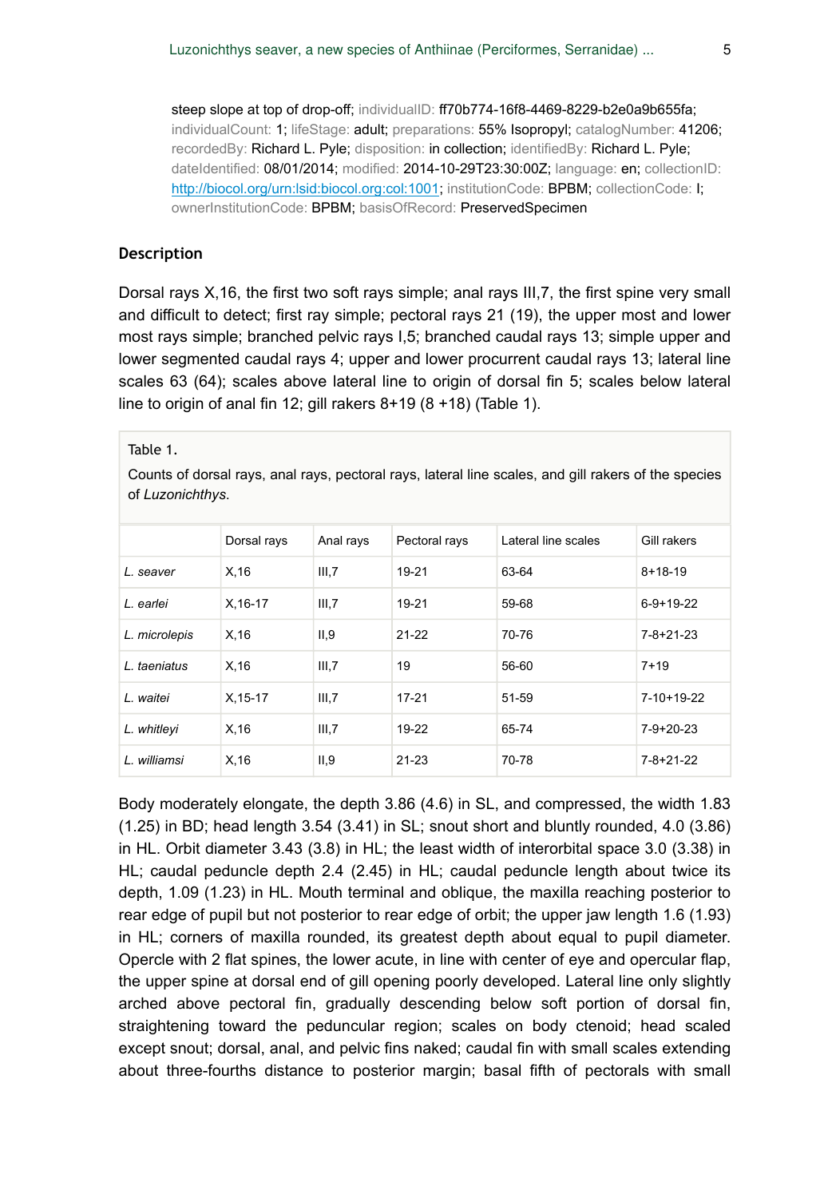steep slope at top of drop-off; individualID: ff70b774-16f8-4469-8229-b2e0a9b655fa; individualCount: 1; lifeStage: adult; preparations: 55% Isopropyl; catalogNumber: 41206; recordedBy: Richard L. Pyle; disposition: in collection; identifiedBy: Richard L. Pyle; dateIdentified: 08/01/2014; modified: 2014-10-29T23:30:00Z; language: en; collectionID: http://biocol.org/urn:lsid:biocol.org:col:1001; institutionCode: BPBM; collectionCode: I; ownerInstitutionCode: BPBM; basisOfRecord: PreservedSpecimen

### Description

Dorsal rays X,16, the first two soft rays simple; anal rays III,7, the first spine very small and difficult to detect; first ray simple; pectoral rays 21 (19), the upper most and lower most rays simple; branched pelvic rays I,5; branched caudal rays 13; simple upper and lower segmented caudal rays 4; upper and lower procurrent caudal rays 13; lateral line scales 63 (64); scales above lateral line to origin of dorsal fin 5; scales below lateral line to origin of anal fin 12; gill rakers 8+19 (8 +18) (Table 1).

Table 1.

Counts of dorsal rays, anal rays, pectoral rays, lateral line scales, and gill rakers of the species of *Luzonichthys*.

| | Dorsal rays | Anal rays | Pectoral rays | Lateral line scales | Gill rakers |
|---|---|---|---|---|---|
| *L. seaver* | X,16 | III,7 | 19-21 | 63-64 | 8+18-19 |
| *L. earlei* | X,16-17 | III,7 | 19-21 | 59-68 | 6-9+19-22 |
| *L. microlepis* | X,16 | II,9 | 21-22 | 70-76 | 7-8+21-23 |
| *L. taeniatus* | X,16 | III,7 | 19 | 56-60 | 7+19 |
| *L. waitei* | X,15-17 | III,7 | 17-21 | 51-59 | 7-10+19-22 |
| *L. whitleyi* | X,16 | III,7 | 19-22 | 65-74 | 7-9+20-23 |
| *L. williamsi* | X,16 | II,9 | 21-23 | 70-78 | 7-8+21-22 |

Body moderately elongate, the depth 3.86 (4.6) in SL, and compressed, the width 1.83 (1.25) in BD; head length 3.54 (3.41) in SL; snout short and bluntly rounded, 4.0 (3.86) in HL. Orbit diameter 3.43 (3.8) in HL; the least width of interorbital space 3.0 (3.38) in HL; caudal peduncle depth 2.4 (2.45) in HL; caudal peduncle length about twice its depth, 1.09 (1.23) in HL. Mouth terminal and oblique, the maxilla reaching posterior to rear edge of pupil but not posterior to rear edge of orbit; the upper jaw length 1.6 (1.93) in HL; corners of maxilla rounded, its greatest depth about equal to pupil diameter. Opercle with 2 flat spines, the lower acute, in line with center of eye and opercular flap, the upper spine at dorsal end of gill opening poorly developed. Lateral line only slightly arched above pectoral fin, gradually descending below soft portion of dorsal fin, straightening toward the peduncular region; scales on body ctenoid; head scaled except snout; dorsal, anal, and pelvic fins naked; caudal fin with small scales extending about three-fourths distance to posterior margin; basal fifth of pectorals with small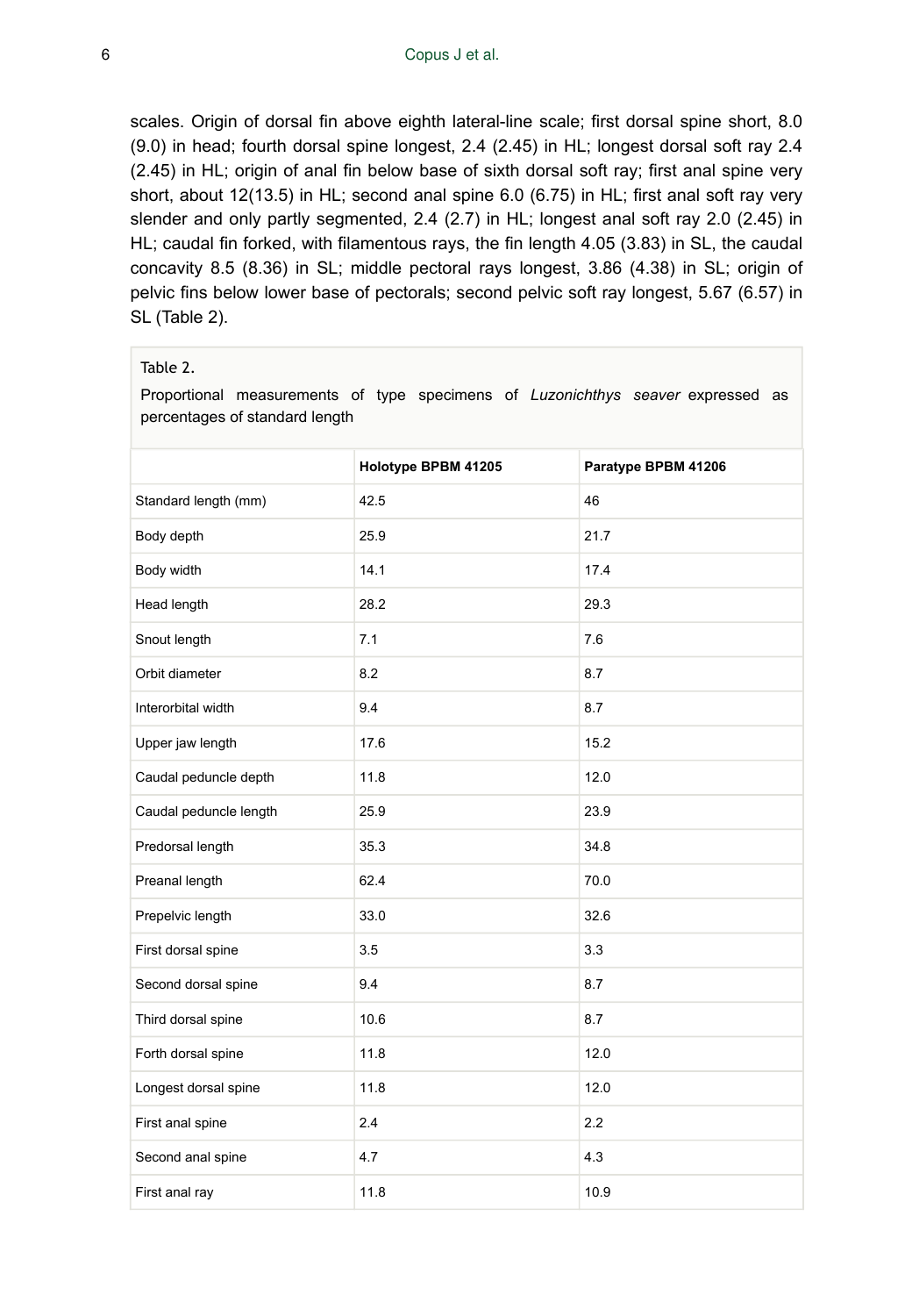scales. Origin of dorsal fin above eighth lateral-line scale; first dorsal spine short, 8.0 (9.0) in head; fourth dorsal spine longest, 2.4 (2.45) in HL; longest dorsal soft ray 2.4 (2.45) in HL; origin of anal fin below base of sixth dorsal soft ray; first anal spine very short, about 12(13.5) in HL; second anal spine 6.0 (6.75) in HL; first anal soft ray very slender and only partly segmented, 2.4 (2.7) in HL; longest anal soft ray 2.0 (2.45) in HL; caudal fin forked, with filamentous rays, the fin length 4.05 (3.83) in SL, the caudal concavity 8.5 (8.36) in SL; middle pectoral rays longest, 3.86 (4.38) in SL; origin of pelvic fins below lower base of pectorals; second pelvic soft ray longest, 5.67 (6.57) in SL (Table 2).

Table 2.

Proportional measurements of type specimens of *Luzonichthys seaver* expressed as percentages of standard length

| | Holotype BPBM 41205 | Paratype BPBM 41206 |
|---|---|---|
| Standard length (mm) | 42.5 | 46 |
| Body depth | 25.9 | 21.7 |
| Body width | 14.1 | 17.4 |
| Head length | 28.2 | 29.3 |
| Snout length | 7.1 | 7.6 |
| Orbit diameter | 8.2 | 8.7 |
| Interorbital width | 9.4 | 8.7 |
| Upper jaw length | 17.6 | 15.2 |
| Caudal peduncle depth | 11.8 | 12.0 |
| Caudal peduncle length | 25.9 | 23.9 |
| Predorsal length | 35.3 | 34.8 |
| Preanal length | 62.4 | 70.0 |
| Prepelvic length | 33.0 | 32.6 |
| First dorsal spine | 3.5 | 3.3 |
| Second dorsal spine | 9.4 | 8.7 |
| Third dorsal spine | 10.6 | 8.7 |
| Forth dorsal spine | 11.8 | 12.0 |
| Longest dorsal spine | 11.8 | 12.0 |
| First anal spine | 2.4 | 2.2 |
| Second anal spine | 4.7 | 4.3 |
| First anal ray | 11.8 | 10.9 |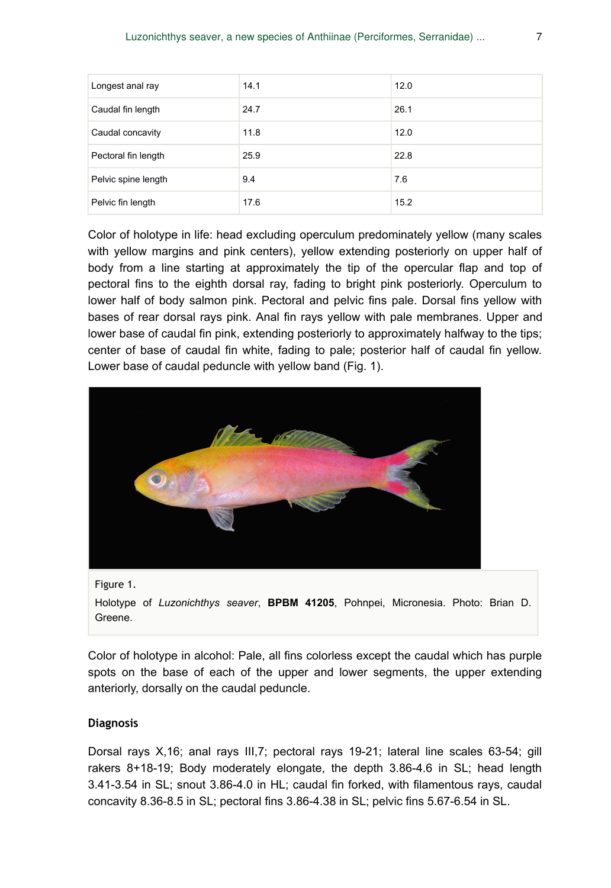| Longest anal ray | 14.1 | 12.0 |
| --- | --- | --- |
| Caudal fin length | 24.7 | 26.1 |
| Caudal concavity | 11.8 | 12.0 |
| Pectoral fin length | 25.9 | 22.8 |
| Pelvic spine length | 9.4 | 7.6 |
| Pelvic fin length | 17.6 | 15.2 |

Color of holotype in life: head excluding operculum predominately yellow (many scales with yellow margins and pink centers), yellow extending posteriorly on upper half of body from a line starting at approximately the tip of the opercular flap and top of pectoral fins to the eighth dorsal ray, fading to bright pink posteriorly. Operculum to lower half of body salmon pink. Pectoral and pelvic fins pale. Dorsal fins yellow with bases of rear dorsal rays pink. Anal fin rays yellow with pale membranes. Upper and lower base of caudal fin pink, extending posteriorly to approximately halfway to the tips; center of base of caudal fin white, fading to pale; posterior half of caudal fin yellow. Lower base of caudal peduncle with yellow band (Fig. 1).

Figure 1.

Holotype of *Luzonichthys seaver*, **BPBM 41205**, Pohnpei, Micronesia. Photo: Brian D. Greene.

Color of holotype in alcohol: Pale, all fins colorless except the caudal which has purple spots on the base of each of the upper and lower segments, the upper extending anteriorly, dorsally on the caudal peduncle.

### Diagnosis

Dorsal rays X,16; anal rays III,7; pectoral rays 19-21; lateral line scales 63-54; gill rakers 8+18-19; Body moderately elongate, the depth 3.86-4.6 in SL; head length 3.41-3.54 in SL; snout 3.86-4.0 in HL; caudal fin forked, with filamentous rays, caudal concavity 8.36-8.5 in SL; pectoral fins 3.86-4.38 in SL; pelvic fins 5.67-6.54 in SL.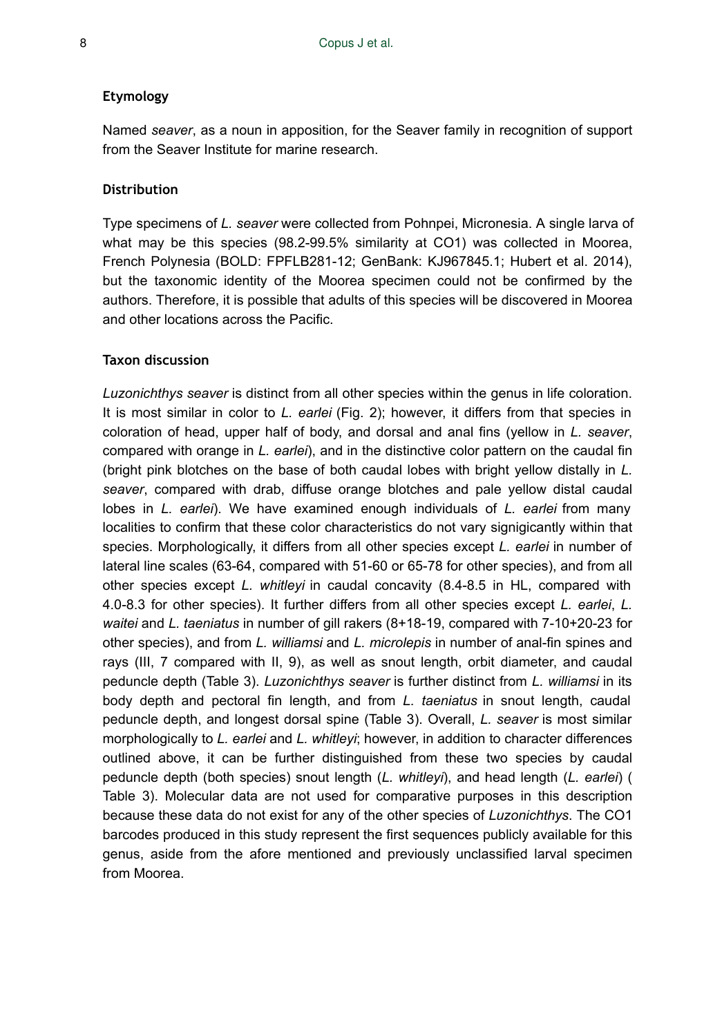### Etymology

Named *seaver*, as a noun in apposition, for the Seaver family in recognition of support from the Seaver Institute for marine research.

### Distribution

Type specimens of *L. seaver* were collected from Pohnpei, Micronesia. A single larva of what may be this species (98.2-99.5% similarity at CO1) was collected in Moorea, French Polynesia (BOLD: FPFLB281-12; GenBank: KJ967845.1; Hubert et al. 2014), but the taxonomic identity of the Moorea specimen could not be confirmed by the authors. Therefore, it is possible that adults of this species will be discovered in Moorea and other locations across the Pacific.

### Taxon discussion

*Luzonichthys seaver* is distinct from all other species within the genus in life coloration. It is most similar in color to *L. earlei* (Fig. 2); however, it differs from that species in coloration of head, upper half of body, and dorsal and anal fins (yellow in *L. seaver*, compared with orange in *L. earlei*), and in the distinctive color pattern on the caudal fin (bright pink blotches on the base of both caudal lobes with bright yellow distally in *L. seaver*, compared with drab, diffuse orange blotches and pale yellow distal caudal lobes in *L. earlei*). We have examined enough individuals of *L. earlei* from many localities to confirm that these color characteristics do not vary signigicantly within that species. Morphologically, it differs from all other species except *L. earlei* in number of lateral line scales (63-64, compared with 51-60 or 65-78 for other species), and from all other species except *L. whitleyi* in caudal concavity (8.4-8.5 in HL, compared with 4.0-8.3 for other species). It further differs from all other species except *L. earlei*, *L. waitei* and *L. taeniatus* in number of gill rakers (8+18-19, compared with 7-10+20-23 for other species), and from *L. williamsi* and *L. microlepis* in number of anal-fin spines and rays (III, 7 compared with II, 9), as well as snout length, orbit diameter, and caudal peduncle depth (Table 3). *Luzonichthys seaver* is further distinct from *L. williamsi* in its body depth and pectoral fin length, and from *L. taeniatus* in snout length, caudal peduncle depth, and longest dorsal spine (Table 3). Overall, *L. seaver* is most similar morphologically to *L. earlei* and *L. whitleyi*; however, in addition to character differences outlined above, it can be further distinguished from these two species by caudal peduncle depth (both species) snout length (*L. whitleyi*), and head length (*L. earlei*) ( Table 3). Molecular data are not used for comparative purposes in this description because these data do not exist for any of the other species of *Luzonichthys*. The CO1 barcodes produced in this study represent the first sequences publicly available for this genus, aside from the afore mentioned and previously unclassified larval specimen from Moorea.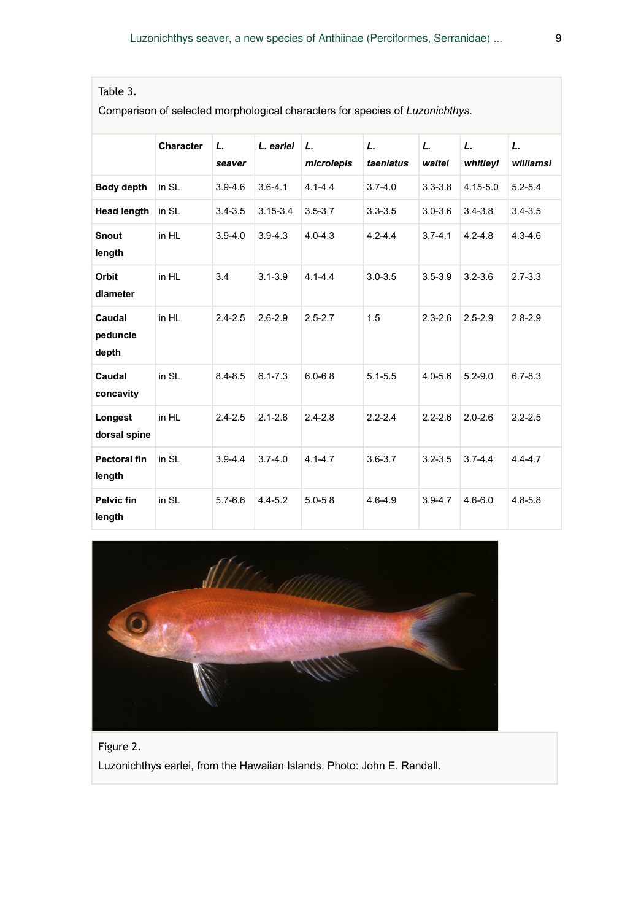Table 3.

Comparison of selected morphological characters for species of *Luzonichthys*.

| | Character | *L. seaver* | *L. earlei* | *L. microlepis* | *L. taeniatus* | *L. waitei* | *L. whitleyi* | *L. williamsi* |
|---|---|---|---|---|---|---|---|---|
| **Body depth** | in SL | 3.9-4.6 | 3.6-4.1 | 4.1-4.4 | 3.7-4.0 | 3.3-3.8 | 4.15-5.0 | 5.2-5.4 |
| **Head length** | in SL | 3.4-3.5 | 3.15-3.4 | 3.5-3.7 | 3.3-3.5 | 3.0-3.6 | 3.4-3.8 | 3.4-3.5 |
| **Snout length** | in HL | 3.9-4.0 | 3.9-4.3 | 4.0-4.3 | 4.2-4.4 | 3.7-4.1 | 4.2-4.8 | 4.3-4.6 |
| **Orbit diameter** | in HL | 3.4 | 3.1-3.9 | 4.1-4.4 | 3.0-3.5 | 3.5-3.9 | 3.2-3.6 | 2.7-3.3 |
| **Caudal peduncle depth** | in HL | 2.4-2.5 | 2.6-2.9 | 2.5-2.7 | 1.5 | 2.3-2.6 | 2.5-2.9 | 2.8-2.9 |
| **Caudal concavity** | in SL | 8.4-8.5 | 6.1-7.3 | 6.0-6.8 | 5.1-5.5 | 4.0-5.6 | 5.2-9.0 | 6.7-8.3 |
| **Longest dorsal spine** | in HL | 2.4-2.5 | 2.1-2.6 | 2.4-2.8 | 2.2-2.4 | 2.2-2.6 | 2.0-2.6 | 2.2-2.5 |
| **Pectoral fin length** | in SL | 3.9-4.4 | 3.7-4.0 | 4.1-4.7 | 3.6-3.7 | 3.2-3.5 | 3.7-4.4 | 4.4-4.7 |
| **Pelvic fin length** | in SL | 5.7-6.6 | 4.4-5.2 | 5.0-5.8 | 4.6-4.9 | 3.9-4.7 | 4.6-6.0 | 4.8-5.8 |

Figure 2.

Luzonichthys earlei, from the Hawaiian Islands. Photo: John E. Randall.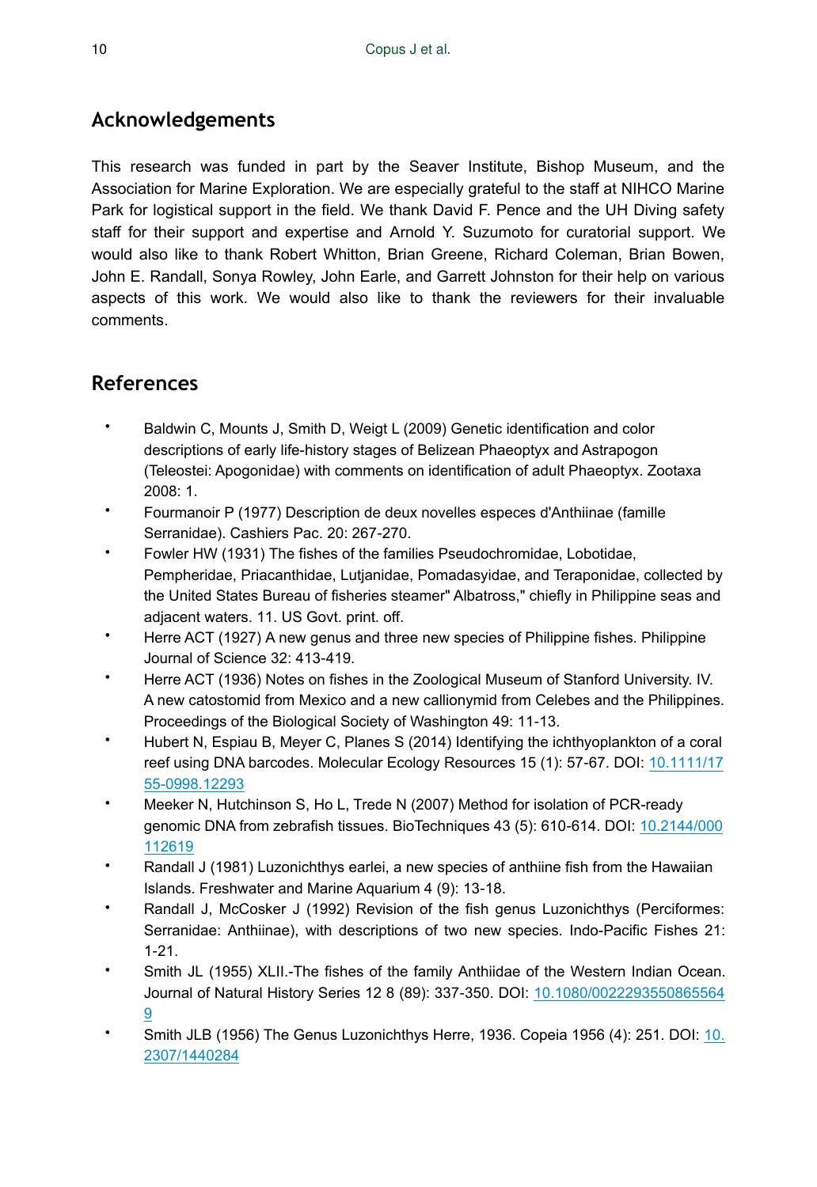## Acknowledgements

This research was funded in part by the Seaver Institute, Bishop Museum, and the Association for Marine Exploration. We are especially grateful to the staff at NIHCO Marine Park for logistical support in the field. We thank David F. Pence and the UH Diving safety staff for their support and expertise and Arnold Y. Suzumoto for curatorial support. We would also like to thank Robert Whitton, Brian Greene, Richard Coleman, Brian Bowen, John E. Randall, Sonya Rowley, John Earle, and Garrett Johnston for their help on various aspects of this work. We would also like to thank the reviewers for their invaluable comments.

## References

- Baldwin C, Mounts J, Smith D, Weigt L (2009) Genetic identification and color descriptions of early life-history stages of Belizean Phaeoptyx and Astrapogon (Teleostei: Apogonidae) with comments on identification of adult Phaeoptyx. Zootaxa 2008: 1.
- Fourmanoir P (1977) Description de deux novelles especes d'Anthiinae (famille Serranidae). Cashiers Pac. 20: 267-270.
- Fowler HW (1931) The fishes of the families Pseudochromidae, Lobotidae, Pempheridae, Priacanthidae, Lutjanidae, Pomadasyidae, and Teraponidae, collected by the United States Bureau of fisheries steamer" Albatross," chiefly in Philippine seas and adjacent waters. 11. US Govt. print. off.
- Herre ACT (1927) A new genus and three new species of Philippine fishes. Philippine Journal of Science 32: 413-419.
- Herre ACT (1936) Notes on fishes in the Zoological Museum of Stanford University. IV. A new catostomid from Mexico and a new callionymid from Celebes and the Philippines. Proceedings of the Biological Society of Washington 49: 11-13.
- Hubert N, Espiau B, Meyer C, Planes S (2014) Identifying the ichthyoplankton of a coral reef using DNA barcodes. Molecular Ecology Resources 15 (1): 57-67. DOI: 10.1111/1755-0998.12293
- Meeker N, Hutchinson S, Ho L, Trede N (2007) Method for isolation of PCR-ready genomic DNA from zebrafish tissues. BioTechniques 43 (5): 610-614. DOI: 10.2144/000112619
- Randall J (1981) Luzonichthys earlei, a new species of anthiine fish from the Hawaiian Islands. Freshwater and Marine Aquarium 4 (9): 13-18.
- Randall J, McCosker J (1992) Revision of the fish genus Luzonichthys (Perciformes: Serranidae: Anthiinae), with descriptions of two new species. Indo-Pacific Fishes 21: 1-21.
- Smith JL (1955) XLII.-The fishes of the family Anthiidae of the Western Indian Ocean. Journal of Natural History Series 12 8 (89): 337-350. DOI: 10.1080/00222935508655649
- Smith JLB (1956) The Genus Luzonichthys Herre, 1936. Copeia 1956 (4): 251. DOI: 10.2307/1440284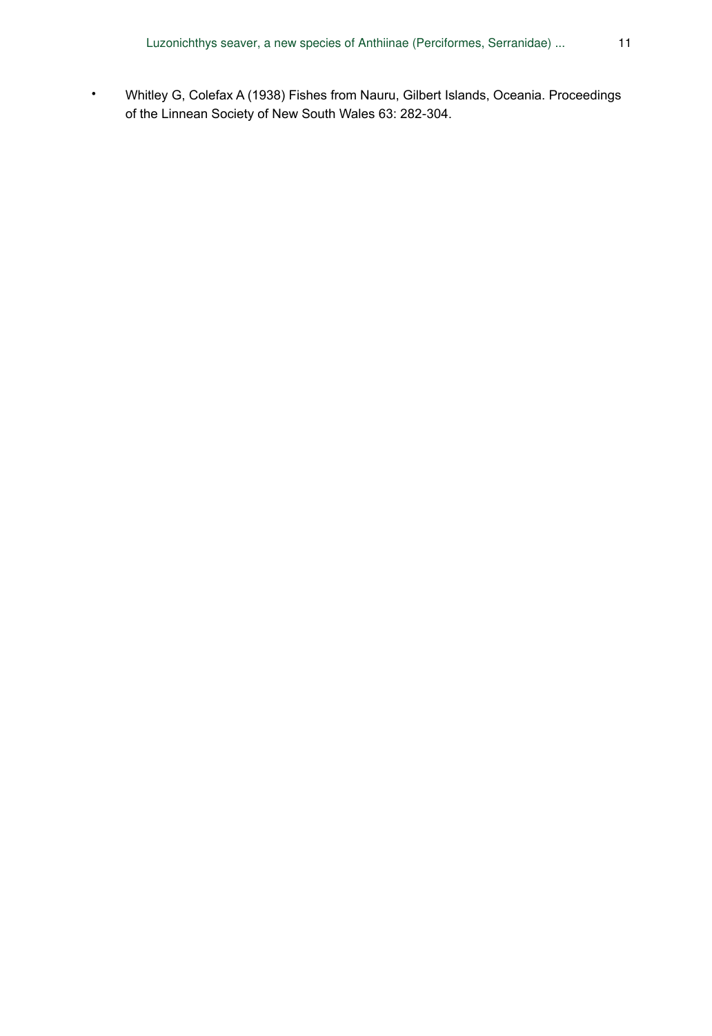- Whitley G, Colefax A (1938) Fishes from Nauru, Gilbert Islands, Oceania. Proceedings of the Linnean Society of New South Wales 63: 282-304.